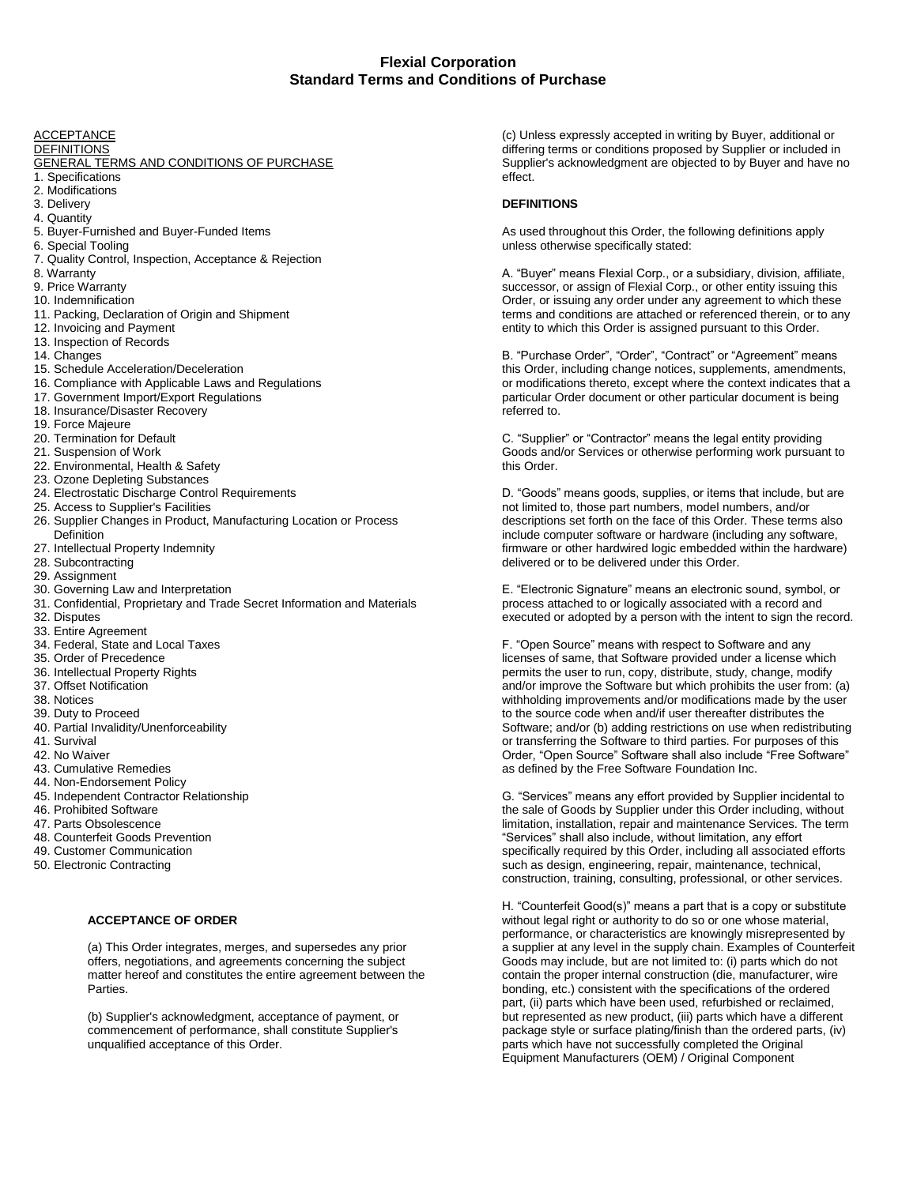# Flexial Corporation
# Standard Terms and Conditions of Purchase

ACCEPTANCE
DEFINITIONS
GENERAL TERMS AND CONDITIONS OF PURCHASE

1. Specifications
2. Modifications
3. Delivery
4. Quantity
5. Buyer-Furnished and Buyer-Funded Items
6. Special Tooling
7. Quality Control, Inspection, Acceptance & Rejection
8. Warranty
9. Price Warranty
10. Indemnification
11. Packing, Declaration of Origin and Shipment
12. Invoicing and Payment
13. Inspection of Records
14. Changes
15. Schedule Acceleration/Deceleration
16. Compliance with Applicable Laws and Regulations
17. Government Import/Export Regulations
18. Insurance/Disaster Recovery
19. Force Majeure
20. Termination for Default
21. Suspension of Work
22. Environmental, Health & Safety
23. Ozone Depleting Substances
24. Electrostatic Discharge Control Requirements
25. Access to Supplier's Facilities
26. Supplier Changes in Product, Manufacturing Location or Process Definition
27. Intellectual Property Indemnity
28. Subcontracting
29. Assignment
30. Governing Law and Interpretation
31. Confidential, Proprietary and Trade Secret Information and Materials
32. Disputes
33. Entire Agreement
34. Federal, State and Local Taxes
35. Order of Precedence
36. Intellectual Property Rights
37. Offset Notification
38. Notices
39. Duty to Proceed
40. Partial Invalidity/Unenforceability
41. Survival
42. No Waiver
43. Cumulative Remedies
44. Non-Endorsement Policy
45. Independent Contractor Relationship
46. Prohibited Software
47. Parts Obsolescence
48. Counterfeit Goods Prevention
49. Customer Communication
50. Electronic Contracting

### ACCEPTANCE OF ORDER

(a) This Order integrates, merges, and supersedes any prior offers, negotiations, and agreements concerning the subject matter hereof and constitutes the entire agreement between the Parties.

(b) Supplier's acknowledgment, acceptance of payment, or commencement of performance, shall constitute Supplier's unqualified acceptance of this Order.

(c) Unless expressly accepted in writing by Buyer, additional or differing terms or conditions proposed by Supplier or included in Supplier's acknowledgment are objected to by Buyer and have no effect.

### DEFINITIONS

As used throughout this Order, the following definitions apply unless otherwise specifically stated:

A. "Buyer" means Flexial Corp., or a subsidiary, division, affiliate, successor, or assign of Flexial Corp., or other entity issuing this Order, or issuing any order under any agreement to which these terms and conditions are attached or referenced therein, or to any entity to which this Order is assigned pursuant to this Order.

B. "Purchase Order", "Order", "Contract" or "Agreement" means this Order, including change notices, supplements, amendments, or modifications thereto, except where the context indicates that a particular Order document or other particular document is being referred to.

C. "Supplier" or "Contractor" means the legal entity providing Goods and/or Services or otherwise performing work pursuant to this Order.

D. "Goods" means goods, supplies, or items that include, but are not limited to, those part numbers, model numbers, and/or descriptions set forth on the face of this Order. These terms also include computer software or hardware (including any software, firmware or other hardwired logic embedded within the hardware) delivered or to be delivered under this Order.

E. "Electronic Signature" means an electronic sound, symbol, or process attached to or logically associated with a record and executed or adopted by a person with the intent to sign the record.

F. "Open Source" means with respect to Software and any licenses of same, that Software provided under a license which permits the user to run, copy, distribute, study, change, modify and/or improve the Software but which prohibits the user from: (a) withholding improvements and/or modifications made by the user to the source code when and/if user thereafter distributes the Software; and/or (b) adding restrictions on use when redistributing or transferring the Software to third parties. For purposes of this Order, "Open Source" Software shall also include "Free Software" as defined by the Free Software Foundation Inc.

G. "Services" means any effort provided by Supplier incidental to the sale of Goods by Supplier under this Order including, without limitation, installation, repair and maintenance Services. The term "Services" shall also include, without limitation, any effort specifically required by this Order, including all associated efforts such as design, engineering, repair, maintenance, technical, construction, training, consulting, professional, or other services.

H. "Counterfeit Good(s)" means a part that is a copy or substitute without legal right or authority to do so or one whose material, performance, or characteristics are knowingly misrepresented by a supplier at any level in the supply chain. Examples of Counterfeit Goods may include, but are not limited to: (i) parts which do not contain the proper internal construction (die, manufacturer, wire bonding, etc.) consistent with the specifications of the ordered part, (ii) parts which have been used, refurbished or reclaimed, but represented as new product, (iii) parts which have a different package style or surface plating/finish than the ordered parts, (iv) parts which have not successfully completed the Original Equipment Manufacturers (OEM) / Original Component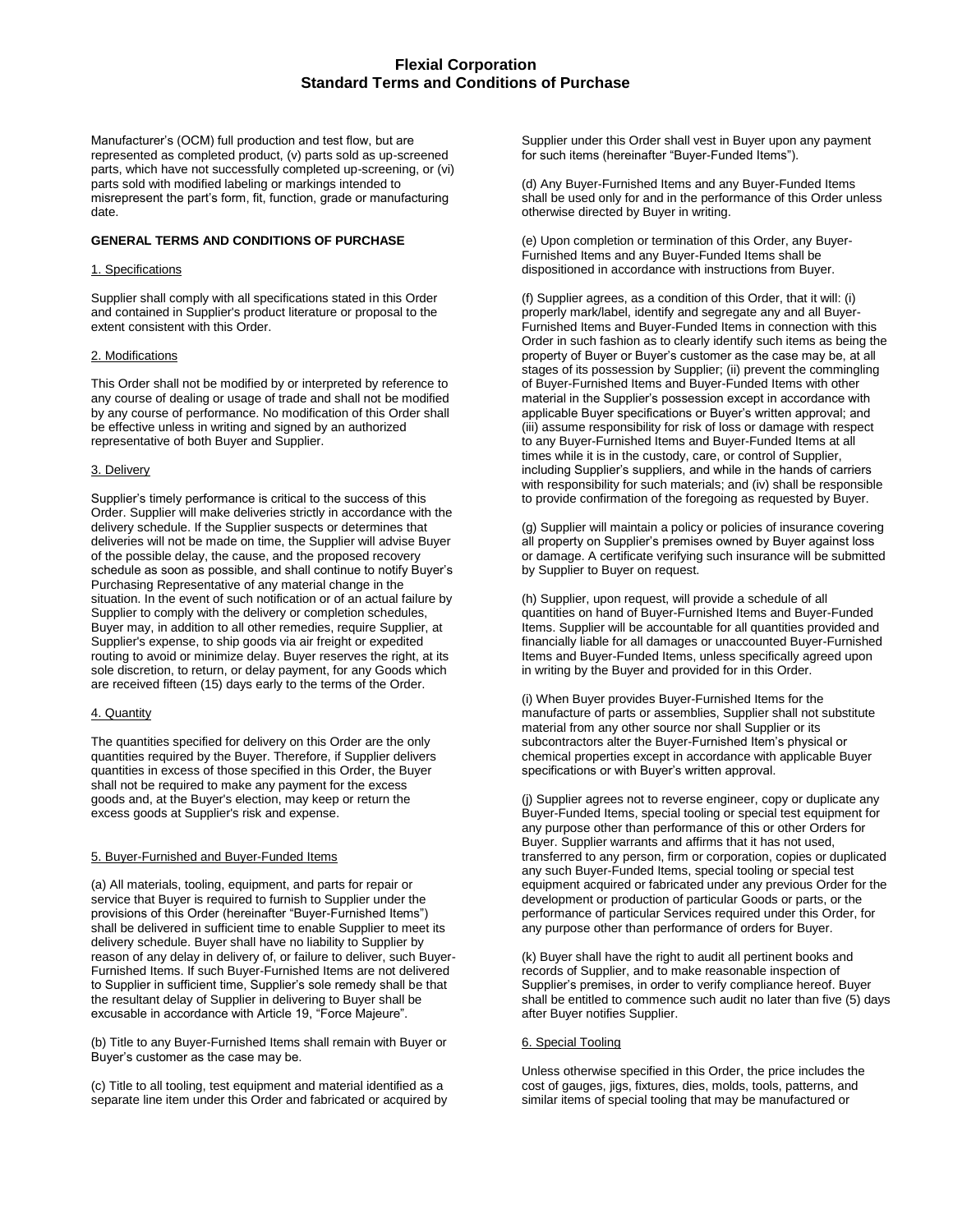Manufacturer's (OCM) full production and test flow, but are represented as completed product, (v) parts sold as up-screened parts, which have not successfully completed up-screening, or (vi) parts sold with modified labeling or markings intended to misrepresent the part's form, fit, function, grade or manufacturing date.

**GENERAL TERMS AND CONDITIONS OF PURCHASE**

1. Specifications

Supplier shall comply with all specifications stated in this Order and contained in Supplier's product literature or proposal to the extent consistent with this Order.

2. Modifications

This Order shall not be modified by or interpreted by reference to any course of dealing or usage of trade and shall not be modified by any course of performance. No modification of this Order shall be effective unless in writing and signed by an authorized representative of both Buyer and Supplier.

3. Delivery

Supplier's timely performance is critical to the success of this Order. Supplier will make deliveries strictly in accordance with the delivery schedule. If the Supplier suspects or determines that deliveries will not be made on time, the Supplier will advise Buyer of the possible delay, the cause, and the proposed recovery schedule as soon as possible, and shall continue to notify Buyer's Purchasing Representative of any material change in the situation. In the event of such notification or of an actual failure by Supplier to comply with the delivery or completion schedules, Buyer may, in addition to all other remedies, require Supplier, at Supplier's expense, to ship goods via air freight or expedited routing to avoid or minimize delay. Buyer reserves the right, at its sole discretion, to return, or delay payment, for any Goods which are received fifteen (15) days early to the terms of the Order.

4. Quantity

The quantities specified for delivery on this Order are the only quantities required by the Buyer. Therefore, if Supplier delivers quantities in excess of those specified in this Order, the Buyer shall not be required to make any payment for the excess goods and, at the Buyer's election, may keep or return the excess goods at Supplier's risk and expense.

5. Buyer-Furnished and Buyer-Funded Items

(a) All materials, tooling, equipment, and parts for repair or service that Buyer is required to furnish to Supplier under the provisions of this Order (hereinafter "Buyer-Furnished Items") shall be delivered in sufficient time to enable Supplier to meet its delivery schedule. Buyer shall have no liability to Supplier by reason of any delay in delivery of, or failure to deliver, such Buyer-Furnished Items. If such Buyer-Furnished Items are not delivered to Supplier in sufficient time, Supplier's sole remedy shall be that the resultant delay of Supplier in delivering to Buyer shall be excusable in accordance with Article 19, "Force Majeure".

(b) Title to any Buyer-Furnished Items shall remain with Buyer or Buyer's customer as the case may be.

(c) Title to all tooling, test equipment and material identified as a separate line item under this Order and fabricated or acquired by Supplier under this Order shall vest in Buyer upon any payment for such items (hereinafter "Buyer-Funded Items").

(d) Any Buyer-Furnished Items and any Buyer-Funded Items shall be used only for and in the performance of this Order unless otherwise directed by Buyer in writing.

(e) Upon completion or termination of this Order, any Buyer-Furnished Items and any Buyer-Funded Items shall be dispositioned in accordance with instructions from Buyer.

(f) Supplier agrees, as a condition of this Order, that it will: (i) properly mark/label, identify and segregate any and all Buyer-Furnished Items and Buyer-Funded Items in connection with this Order in such fashion as to clearly identify such items as being the property of Buyer or Buyer's customer as the case may be, at all stages of its possession by Supplier; (ii) prevent the commingling of Buyer-Furnished Items and Buyer-Funded Items with other material in the Supplier's possession except in accordance with applicable Buyer specifications or Buyer's written approval; and (iii) assume responsibility for risk of loss or damage with respect to any Buyer-Furnished Items and Buyer-Funded Items at all times while it is in the custody, care, or control of Supplier, including Supplier's suppliers, and while in the hands of carriers with responsibility for such materials; and (iv) shall be responsible to provide confirmation of the foregoing as requested by Buyer.

(g) Supplier will maintain a policy or policies of insurance covering all property on Supplier's premises owned by Buyer against loss or damage. A certificate verifying such insurance will be submitted by Supplier to Buyer on request.

(h) Supplier, upon request, will provide a schedule of all quantities on hand of Buyer-Furnished Items and Buyer-Funded Items. Supplier will be accountable for all quantities provided and financially liable for all damages or unaccounted Buyer-Furnished Items and Buyer-Funded Items, unless specifically agreed upon in writing by the Buyer and provided for in this Order.

(i) When Buyer provides Buyer-Furnished Items for the manufacture of parts or assemblies, Supplier shall not substitute material from any other source nor shall Supplier or its subcontractors alter the Buyer-Furnished Item's physical or chemical properties except in accordance with applicable Buyer specifications or with Buyer's written approval.

(j) Supplier agrees not to reverse engineer, copy or duplicate any Buyer-Funded Items, special tooling or special test equipment for any purpose other than performance of this or other Orders for Buyer. Supplier warrants and affirms that it has not used, transferred to any person, firm or corporation, copies or duplicated any such Buyer-Funded Items, special tooling or special test equipment acquired or fabricated under any previous Order for the development or production of particular Goods or parts, or the performance of particular Services required under this Order, for any purpose other than performance of orders for Buyer.

(k) Buyer shall have the right to audit all pertinent books and records of Supplier, and to make reasonable inspection of Supplier's premises, in order to verify compliance hereof. Buyer shall be entitled to commence such audit no later than five (5) days after Buyer notifies Supplier.

6. Special Tooling

Unless otherwise specified in this Order, the price includes the cost of gauges, jigs, fixtures, dies, molds, tools, patterns, and similar items of special tooling that may be manufactured or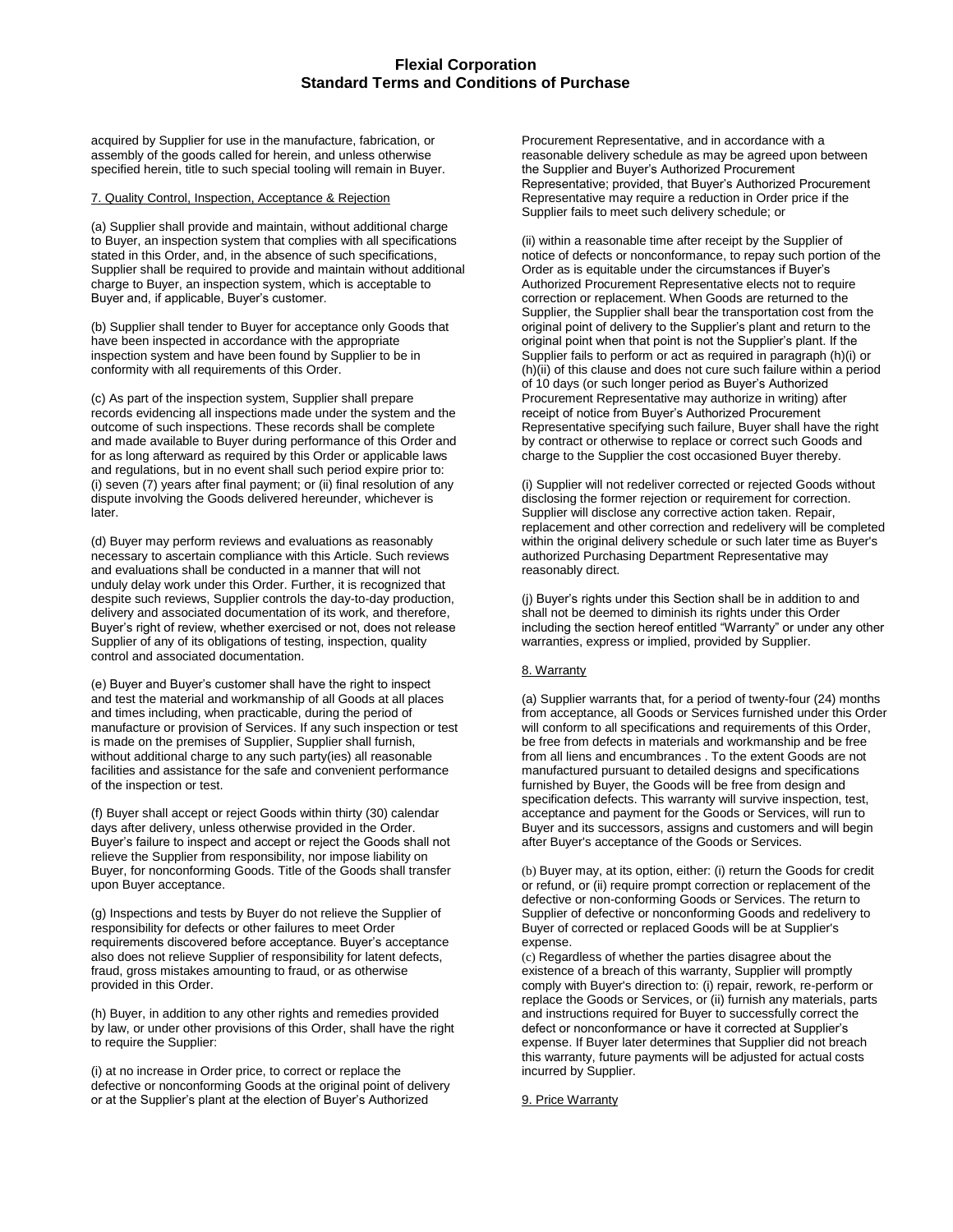acquired by Supplier for use in the manufacture, fabrication, or assembly of the goods called for herein, and unless otherwise specified herein, title to such special tooling will remain in Buyer.

7. Quality Control, Inspection, Acceptance & Rejection

(a) Supplier shall provide and maintain, without additional charge to Buyer, an inspection system that complies with all specifications stated in this Order, and, in the absence of such specifications, Supplier shall be required to provide and maintain without additional charge to Buyer, an inspection system, which is acceptable to Buyer and, if applicable, Buyer's customer.

(b) Supplier shall tender to Buyer for acceptance only Goods that have been inspected in accordance with the appropriate inspection system and have been found by Supplier to be in conformity with all requirements of this Order.

(c) As part of the inspection system, Supplier shall prepare records evidencing all inspections made under the system and the outcome of such inspections. These records shall be complete and made available to Buyer during performance of this Order and for as long afterward as required by this Order or applicable laws and regulations, but in no event shall such period expire prior to: (i) seven (7) years after final payment; or (ii) final resolution of any dispute involving the Goods delivered hereunder, whichever is later.

(d) Buyer may perform reviews and evaluations as reasonably necessary to ascertain compliance with this Article. Such reviews and evaluations shall be conducted in a manner that will not unduly delay work under this Order. Further, it is recognized that despite such reviews, Supplier controls the day-to-day production, delivery and associated documentation of its work, and therefore, Buyer's right of review, whether exercised or not, does not release Supplier of any of its obligations of testing, inspection, quality control and associated documentation.

(e) Buyer and Buyer's customer shall have the right to inspect and test the material and workmanship of all Goods at all places and times including, when practicable, during the period of manufacture or provision of Services. If any such inspection or test is made on the premises of Supplier, Supplier shall furnish, without additional charge to any such party(ies) all reasonable facilities and assistance for the safe and convenient performance of the inspection or test.

(f) Buyer shall accept or reject Goods within thirty (30) calendar days after delivery, unless otherwise provided in the Order. Buyer's failure to inspect and accept or reject the Goods shall not relieve the Supplier from responsibility, nor impose liability on Buyer, for nonconforming Goods. Title of the Goods shall transfer upon Buyer acceptance.

(g) Inspections and tests by Buyer do not relieve the Supplier of responsibility for defects or other failures to meet Order requirements discovered before acceptance. Buyer's acceptance also does not relieve Supplier of responsibility for latent defects, fraud, gross mistakes amounting to fraud, or as otherwise provided in this Order.

(h) Buyer, in addition to any other rights and remedies provided by law, or under other provisions of this Order, shall have the right to require the Supplier:

(i) at no increase in Order price, to correct or replace the defective or nonconforming Goods at the original point of delivery or at the Supplier's plant at the election of Buyer's Authorized Procurement Representative, and in accordance with a reasonable delivery schedule as may be agreed upon between the Supplier and Buyer's Authorized Procurement Representative; provided, that Buyer's Authorized Procurement Representative may require a reduction in Order price if the Supplier fails to meet such delivery schedule; or

(ii) within a reasonable time after receipt by the Supplier of notice of defects or nonconformance, to repay such portion of the Order as is equitable under the circumstances if Buyer's Authorized Procurement Representative elects not to require correction or replacement. When Goods are returned to the Supplier, the Supplier shall bear the transportation cost from the original point of delivery to the Supplier's plant and return to the original point when that point is not the Supplier's plant. If the Supplier fails to perform or act as required in paragraph (h)(i) or (h)(ii) of this clause and does not cure such failure within a period of 10 days (or such longer period as Buyer's Authorized Procurement Representative may authorize in writing) after receipt of notice from Buyer's Authorized Procurement Representative specifying such failure, Buyer shall have the right by contract or otherwise to replace or correct such Goods and charge to the Supplier the cost occasioned Buyer thereby.

(i) Supplier will not redeliver corrected or rejected Goods without disclosing the former rejection or requirement for correction. Supplier will disclose any corrective action taken. Repair, replacement and other correction and redelivery will be completed within the original delivery schedule or such later time as Buyer's authorized Purchasing Department Representative may reasonably direct.

(j) Buyer's rights under this Section shall be in addition to and shall not be deemed to diminish its rights under this Order including the section hereof entitled "Warranty" or under any other warranties, express or implied, provided by Supplier.

8. Warranty

(a) Supplier warrants that, for a period of twenty-four (24) months from acceptance, all Goods or Services furnished under this Order will conform to all specifications and requirements of this Order, be free from defects in materials and workmanship and be free from all liens and encumbrances . To the extent Goods are not manufactured pursuant to detailed designs and specifications furnished by Buyer, the Goods will be free from design and specification defects. This warranty will survive inspection, test, acceptance and payment for the Goods or Services, will run to Buyer and its successors, assigns and customers and will begin after Buyer's acceptance of the Goods or Services.

(b) Buyer may, at its option, either: (i) return the Goods for credit or refund, or (ii) require prompt correction or replacement of the defective or non-conforming Goods or Services. The return to Supplier of defective or nonconforming Goods and redelivery to Buyer of corrected or replaced Goods will be at Supplier's expense.

(c) Regardless of whether the parties disagree about the existence of a breach of this warranty, Supplier will promptly comply with Buyer's direction to: (i) repair, rework, re-perform or replace the Goods or Services, or (ii) furnish any materials, parts and instructions required for Buyer to successfully correct the defect or nonconformance or have it corrected at Supplier's expense. If Buyer later determines that Supplier did not breach this warranty, future payments will be adjusted for actual costs incurred by Supplier.

9. Price Warranty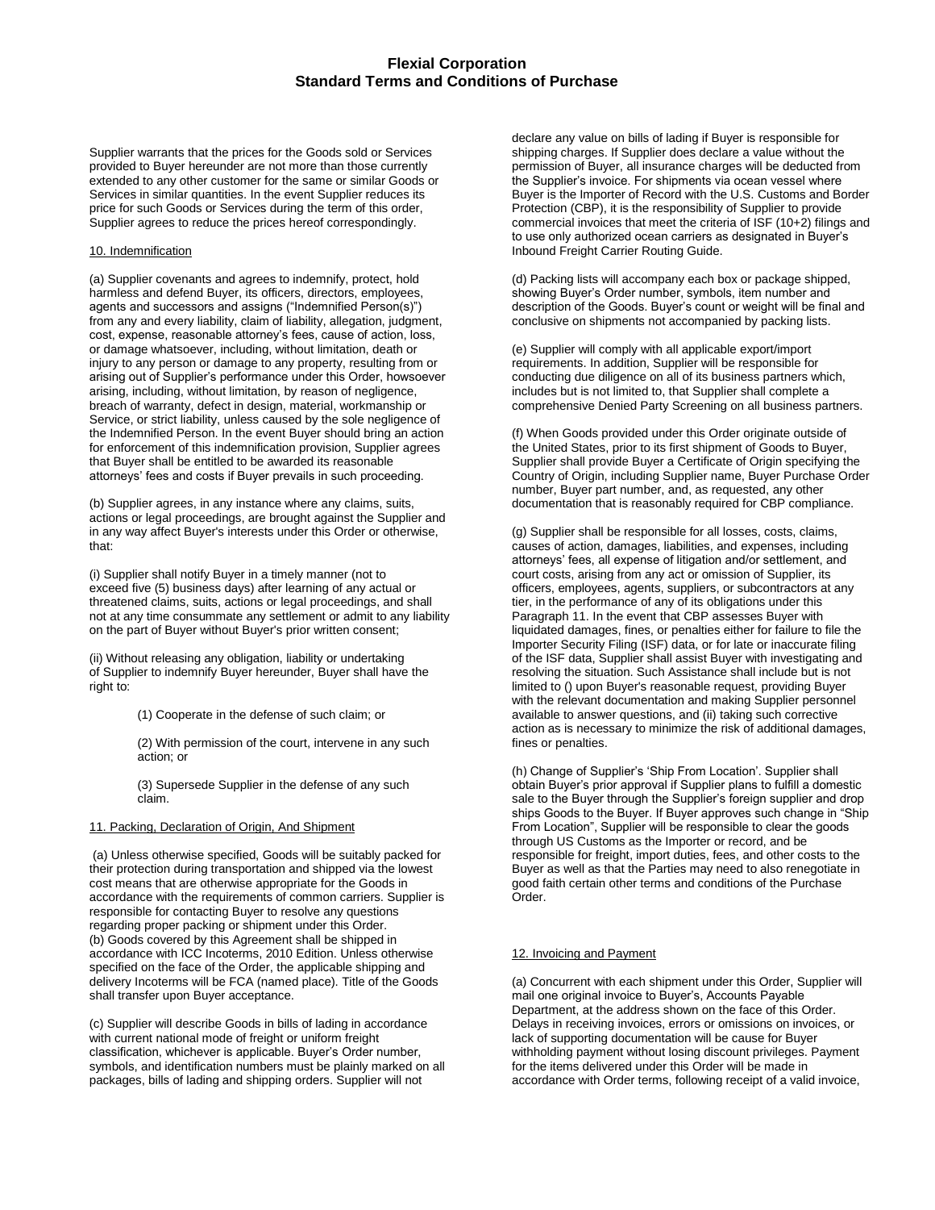# Flexial Corporation
## Standard Terms and Conditions of Purchase

Supplier warrants that the prices for the Goods sold or Services provided to Buyer hereunder are not more than those currently extended to any other customer for the same or similar Goods or Services in similar quantities. In the event Supplier reduces its price for such Goods or Services during the term of this order, Supplier agrees to reduce the prices hereof correspondingly.

### 10. Indemnification

(a) Supplier covenants and agrees to indemnify, protect, hold harmless and defend Buyer, its officers, directors, employees, agents and successors and assigns ("Indemnified Person(s)") from any and every liability, claim of liability, allegation, judgment, cost, expense, reasonable attorney's fees, cause of action, loss, or damage whatsoever, including, without limitation, death or injury to any person or damage to any property, resulting from or arising out of Supplier's performance under this Order, howsoever arising, including, without limitation, by reason of negligence, breach of warranty, defect in design, material, workmanship or Service, or strict liability, unless caused by the sole negligence of the Indemnified Person. In the event Buyer should bring an action for enforcement of this indemnification provision, Supplier agrees that Buyer shall be entitled to be awarded its reasonable attorneys' fees and costs if Buyer prevails in such proceeding.

(b) Supplier agrees, in any instance where any claims, suits, actions or legal proceedings, are brought against the Supplier and in any way affect Buyer's interests under this Order or otherwise, that:

(i) Supplier shall notify Buyer in a timely manner (not to exceed five (5) business days) after learning of any actual or threatened claims, suits, actions or legal proceedings, and shall not at any time consummate any settlement or admit to any liability on the part of Buyer without Buyer's prior written consent;

(ii) Without releasing any obligation, liability or undertaking of Supplier to indemnify Buyer hereunder, Buyer shall have the right to:

> (1) Cooperate in the defense of such claim; or
>
> (2) With permission of the court, intervene in any such action; or
>
> (3) Supersede Supplier in the defense of any such claim.

### 11. Packing, Declaration of Origin, And Shipment

(a) Unless otherwise specified, Goods will be suitably packed for their protection during transportation and shipped via the lowest cost means that are otherwise appropriate for the Goods in accordance with the requirements of common carriers. Supplier is responsible for contacting Buyer to resolve any questions regarding proper packing or shipment under this Order.
(b) Goods covered by this Agreement shall be shipped in accordance with ICC Incoterms, 2010 Edition. Unless otherwise specified on the face of the Order, the applicable shipping and delivery Incoterms will be FCA (named place). Title of the Goods shall transfer upon Buyer acceptance.

(c) Supplier will describe Goods in bills of lading in accordance with current national mode of freight or uniform freight classification, whichever is applicable. Buyer's Order number, symbols, and identification numbers must be plainly marked on all packages, bills of lading and shipping orders. Supplier will not declare any value on bills of lading if Buyer is responsible for shipping charges. If Supplier does declare a value without the permission of Buyer, all insurance charges will be deducted from the Supplier's invoice. For shipments via ocean vessel where Buyer is the Importer of Record with the U.S. Customs and Border Protection (CBP), it is the responsibility of Supplier to provide commercial invoices that meet the criteria of ISF (10+2) filings and to use only authorized ocean carriers as designated in Buyer's Inbound Freight Carrier Routing Guide.

(d) Packing lists will accompany each box or package shipped, showing Buyer's Order number, symbols, item number and description of the Goods. Buyer's count or weight will be final and conclusive on shipments not accompanied by packing lists.

(e) Supplier will comply with all applicable export/import requirements. In addition, Supplier will be responsible for conducting due diligence on all of its business partners which, includes but is not limited to, that Supplier shall complete a comprehensive Denied Party Screening on all business partners.

(f) When Goods provided under this Order originate outside of the United States, prior to its first shipment of Goods to Buyer, Supplier shall provide Buyer a Certificate of Origin specifying the Country of Origin, including Supplier name, Buyer Purchase Order number, Buyer part number, and, as requested, any other documentation that is reasonably required for CBP compliance.

(g) Supplier shall be responsible for all losses, costs, claims, causes of action, damages, liabilities, and expenses, including attorneys' fees, all expense of litigation and/or settlement, and court costs, arising from any act or omission of Supplier, its officers, employees, agents, suppliers, or subcontractors at any tier, in the performance of any of its obligations under this Paragraph 11. In the event that CBP assesses Buyer with liquidated damages, fines, or penalties either for failure to file the Importer Security Filing (ISF) data, or for late or inaccurate filing of the ISF data, Supplier shall assist Buyer with investigating and resolving the situation. Such Assistance shall include but is not limited to () upon Buyer's reasonable request, providing Buyer with the relevant documentation and making Supplier personnel available to answer questions, and (ii) taking such corrective action as is necessary to minimize the risk of additional damages, fines or penalties.

(h) Change of Supplier's 'Ship From Location'. Supplier shall obtain Buyer's prior approval if Supplier plans to fulfill a domestic sale to the Buyer through the Supplier's foreign supplier and drop ships Goods to the Buyer. If Buyer approves such change in "Ship From Location", Supplier will be responsible to clear the goods through US Customs as the Importer or record, and be responsible for freight, import duties, fees, and other costs to the Buyer as well as that the Parties may need to also renegotiate in good faith certain other terms and conditions of the Purchase Order.

### 12. Invoicing and Payment

(a) Concurrent with each shipment under this Order, Supplier will mail one original invoice to Buyer's, Accounts Payable Department, at the address shown on the face of this Order. Delays in receiving invoices, errors or omissions on invoices, or lack of supporting documentation will be cause for Buyer withholding payment without losing discount privileges. Payment for the items delivered under this Order will be made in accordance with Order terms, following receipt of a valid invoice,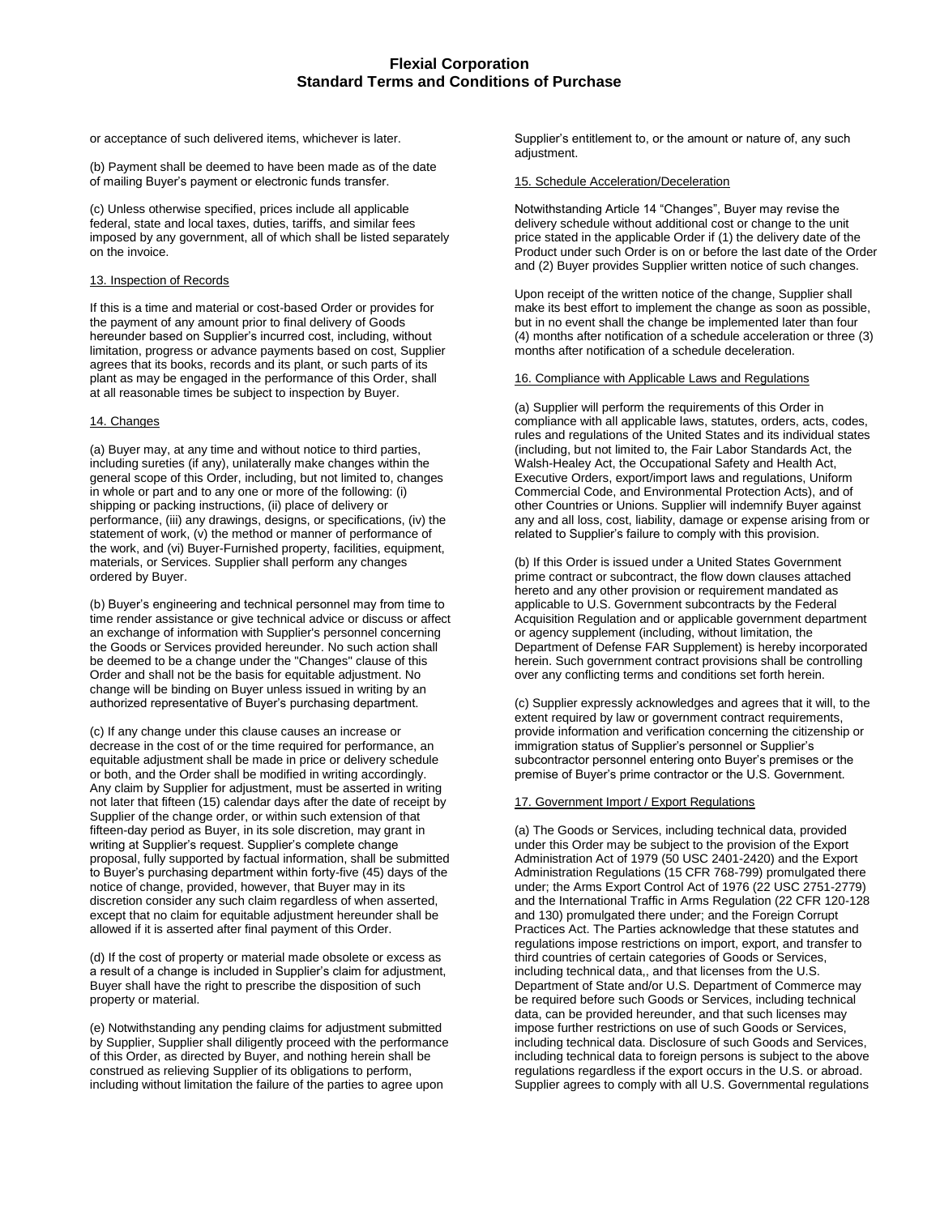or acceptance of such delivered items, whichever is later.

(b) Payment shall be deemed to have been made as of the date of mailing Buyer's payment or electronic funds transfer.

(c) Unless otherwise specified, prices include all applicable federal, state and local taxes, duties, tariffs, and similar fees imposed by any government, all of which shall be listed separately on the invoice.

## 13. Inspection of Records

If this is a time and material or cost-based Order or provides for the payment of any amount prior to final delivery of Goods hereunder based on Supplier's incurred cost, including, without limitation, progress or advance payments based on cost, Supplier agrees that its books, records and its plant, or such parts of its plant as may be engaged in the performance of this Order, shall at all reasonable times be subject to inspection by Buyer.

## 14. Changes

(a) Buyer may, at any time and without notice to third parties, including sureties (if any), unilaterally make changes within the general scope of this Order, including, but not limited to, changes in whole or part and to any one or more of the following: (i) shipping or packing instructions, (ii) place of delivery or performance, (iii) any drawings, designs, or specifications, (iv) the statement of work, (v) the method or manner of performance of the work, and (vi) Buyer-Furnished property, facilities, equipment, materials, or Services. Supplier shall perform any changes ordered by Buyer.

(b) Buyer's engineering and technical personnel may from time to time render assistance or give technical advice or discuss or affect an exchange of information with Supplier's personnel concerning the Goods or Services provided hereunder. No such action shall be deemed to be a change under the "Changes" clause of this Order and shall not be the basis for equitable adjustment. No change will be binding on Buyer unless issued in writing by an authorized representative of Buyer's purchasing department.

(c) If any change under this clause causes an increase or decrease in the cost of or the time required for performance, an equitable adjustment shall be made in price or delivery schedule or both, and the Order shall be modified in writing accordingly. Any claim by Supplier for adjustment, must be asserted in writing not later that fifteen (15) calendar days after the date of receipt by Supplier of the change order, or within such extension of that fifteen-day period as Buyer, in its sole discretion, may grant in writing at Supplier's request. Supplier's complete change proposal, fully supported by factual information, shall be submitted to Buyer's purchasing department within forty-five (45) days of the notice of change, provided, however, that Buyer may in its discretion consider any such claim regardless of when asserted, except that no claim for equitable adjustment hereunder shall be allowed if it is asserted after final payment of this Order.

(d) If the cost of property or material made obsolete or excess as a result of a change is included in Supplier's claim for adjustment, Buyer shall have the right to prescribe the disposition of such property or material.

(e) Notwithstanding any pending claims for adjustment submitted by Supplier, Supplier shall diligently proceed with the performance of this Order, as directed by Buyer, and nothing herein shall be construed as relieving Supplier of its obligations to perform, including without limitation the failure of the parties to agree upon Supplier's entitlement to, or the amount or nature of, any such adjustment.

## 15. Schedule Acceleration/Deceleration

Notwithstanding Article 14 "Changes", Buyer may revise the delivery schedule without additional cost or change to the unit price stated in the applicable Order if (1) the delivery date of the Product under such Order is on or before the last date of the Order and (2) Buyer provides Supplier written notice of such changes.

Upon receipt of the written notice of the change, Supplier shall make its best effort to implement the change as soon as possible, but in no event shall the change be implemented later than four (4) months after notification of a schedule acceleration or three (3) months after notification of a schedule deceleration.

## 16. Compliance with Applicable Laws and Regulations

(a) Supplier will perform the requirements of this Order in compliance with all applicable laws, statutes, orders, acts, codes, rules and regulations of the United States and its individual states (including, but not limited to, the Fair Labor Standards Act, the Walsh-Healey Act, the Occupational Safety and Health Act, Executive Orders, export/import laws and regulations, Uniform Commercial Code, and Environmental Protection Acts), and of other Countries or Unions. Supplier will indemnify Buyer against any and all loss, cost, liability, damage or expense arising from or related to Supplier's failure to comply with this provision.

(b) If this Order is issued under a United States Government prime contract or subcontract, the flow down clauses attached hereto and any other provision or requirement mandated as applicable to U.S. Government subcontracts by the Federal Acquisition Regulation and or applicable government department or agency supplement (including, without limitation, the Department of Defense FAR Supplement) is hereby incorporated herein. Such government contract provisions shall be controlling over any conflicting terms and conditions set forth herein.

(c) Supplier expressly acknowledges and agrees that it will, to the extent required by law or government contract requirements, provide information and verification concerning the citizenship or immigration status of Supplier's personnel or Supplier's subcontractor personnel entering onto Buyer's premises or the premise of Buyer's prime contractor or the U.S. Government.

## 17. Government Import / Export Regulations

(a) The Goods or Services, including technical data, provided under this Order may be subject to the provision of the Export Administration Act of 1979 (50 USC 2401-2420) and the Export Administration Regulations (15 CFR 768-799) promulgated there under; the Arms Export Control Act of 1976 (22 USC 2751-2779) and the International Traffic in Arms Regulation (22 CFR 120-128 and 130) promulgated there under; and the Foreign Corrupt Practices Act. The Parties acknowledge that these statutes and regulations impose restrictions on import, export, and transfer to third countries of certain categories of Goods or Services, including technical data,, and that licenses from the U.S. Department of State and/or U.S. Department of Commerce may be required before such Goods or Services, including technical data, can be provided hereunder, and that such licenses may impose further restrictions on use of such Goods or Services, including technical data. Disclosure of such Goods and Services, including technical data to foreign persons is subject to the above regulations regardless if the export occurs in the U.S. or abroad. Supplier agrees to comply with all U.S. Governmental regulations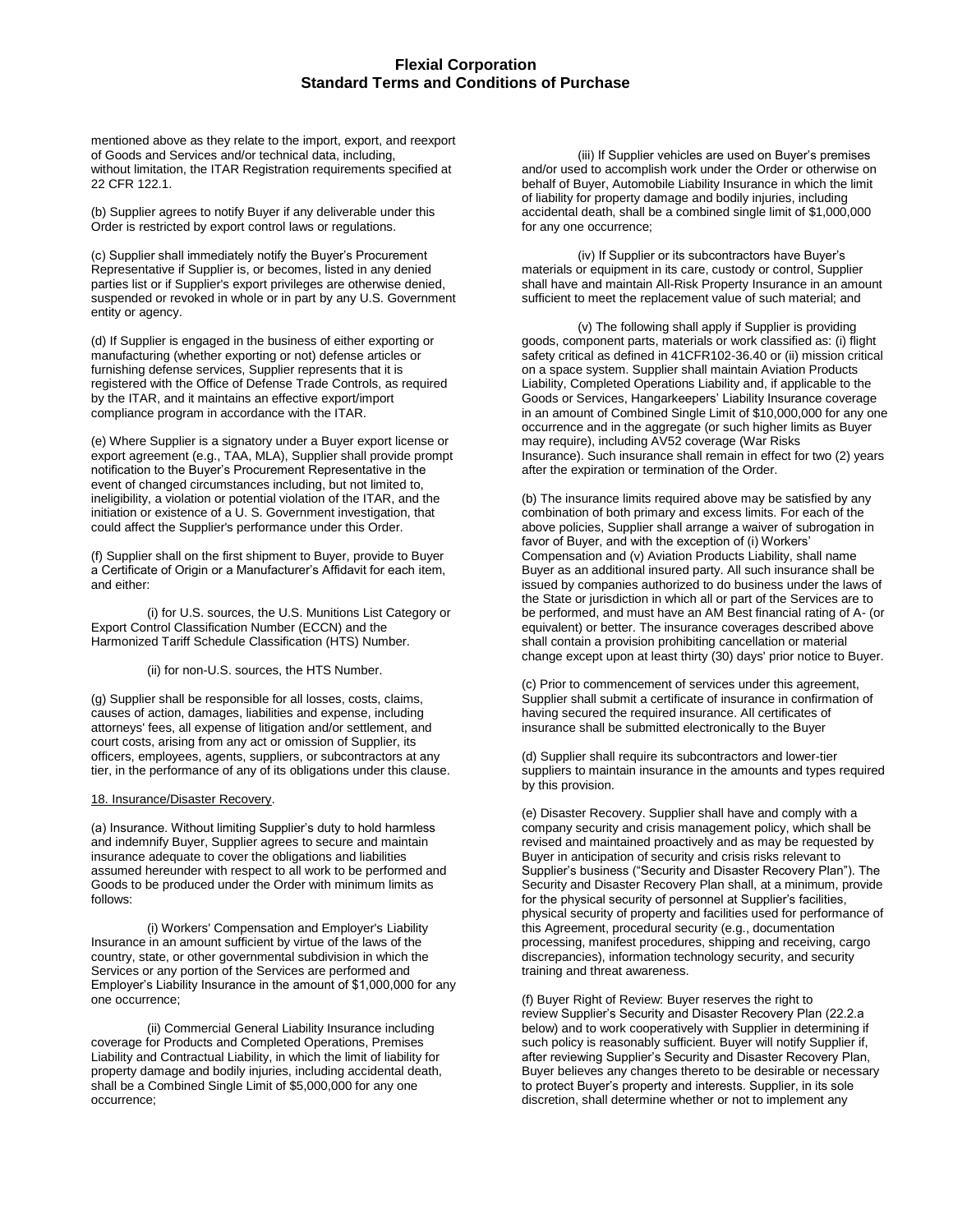mentioned above as they relate to the import, export, and reexport of Goods and Services and/or technical data, including, without limitation, the ITAR Registration requirements specified at 22 CFR 122.1.

(b) Supplier agrees to notify Buyer if any deliverable under this Order is restricted by export control laws or regulations.

(c) Supplier shall immediately notify the Buyer's Procurement Representative if Supplier is, or becomes, listed in any denied parties list or if Supplier's export privileges are otherwise denied, suspended or revoked in whole or in part by any U.S. Government entity or agency.

(d) If Supplier is engaged in the business of either exporting or manufacturing (whether exporting or not) defense articles or furnishing defense services, Supplier represents that it is registered with the Office of Defense Trade Controls, as required by the ITAR, and it maintains an effective export/import compliance program in accordance with the ITAR.

(e) Where Supplier is a signatory under a Buyer export license or export agreement (e.g., TAA, MLA), Supplier shall provide prompt notification to the Buyer's Procurement Representative in the event of changed circumstances including, but not limited to, ineligibility, a violation or potential violation of the ITAR, and the initiation or existence of a U. S. Government investigation, that could affect the Supplier's performance under this Order.

(f) Supplier shall on the first shipment to Buyer, provide to Buyer a Certificate of Origin or a Manufacturer's Affidavit for each item, and either:

(i) for U.S. sources, the U.S. Munitions List Category or Export Control Classification Number (ECCN) and the Harmonized Tariff Schedule Classification (HTS) Number.

(ii) for non-U.S. sources, the HTS Number.

(g) Supplier shall be responsible for all losses, costs, claims, causes of action, damages, liabilities and expense, including attorneys' fees, all expense of litigation and/or settlement, and court costs, arising from any act or omission of Supplier, its officers, employees, agents, suppliers, or subcontractors at any tier, in the performance of any of its obligations under this clause.

18. Insurance/Disaster Recovery.

(a) Insurance. Without limiting Supplier's duty to hold harmless and indemnify Buyer, Supplier agrees to secure and maintain insurance adequate to cover the obligations and liabilities assumed hereunder with respect to all work to be performed and Goods to be produced under the Order with minimum limits as follows:

(i) Workers' Compensation and Employer's Liability Insurance in an amount sufficient by virtue of the laws of the country, state, or other governmental subdivision in which the Services or any portion of the Services are performed and Employer's Liability Insurance in the amount of $1,000,000 for any one occurrence;

(ii) Commercial General Liability Insurance including coverage for Products and Completed Operations, Premises Liability and Contractual Liability, in which the limit of liability for property damage and bodily injuries, including accidental death, shall be a Combined Single Limit of $5,000,000 for any one occurrence;

(iii) If Supplier vehicles are used on Buyer's premises and/or used to accomplish work under the Order or otherwise on behalf of Buyer, Automobile Liability Insurance in which the limit of liability for property damage and bodily injuries, including accidental death, shall be a combined single limit of $1,000,000 for any one occurrence;

(iv) If Supplier or its subcontractors have Buyer's materials or equipment in its care, custody or control, Supplier shall have and maintain All-Risk Property Insurance in an amount sufficient to meet the replacement value of such material; and

(v) The following shall apply if Supplier is providing goods, component parts, materials or work classified as: (i) flight safety critical as defined in 41CFR102-36.40 or (ii) mission critical on a space system. Supplier shall maintain Aviation Products Liability, Completed Operations Liability and, if applicable to the Goods or Services, Hangarkeepers' Liability Insurance coverage in an amount of Combined Single Limit of $10,000,000 for any one occurrence and in the aggregate (or such higher limits as Buyer may require), including AV52 coverage (War Risks Insurance). Such insurance shall remain in effect for two (2) years after the expiration or termination of the Order.

(b) The insurance limits required above may be satisfied by any combination of both primary and excess limits. For each of the above policies, Supplier shall arrange a waiver of subrogation in favor of Buyer, and with the exception of (i) Workers' Compensation and (v) Aviation Products Liability, shall name Buyer as an additional insured party. All such insurance shall be issued by companies authorized to do business under the laws of the State or jurisdiction in which all or part of the Services are to be performed, and must have an AM Best financial rating of A- (or equivalent) or better. The insurance coverages described above shall contain a provision prohibiting cancellation or material change except upon at least thirty (30) days' prior notice to Buyer.

(c) Prior to commencement of services under this agreement, Supplier shall submit a certificate of insurance in confirmation of having secured the required insurance. All certificates of insurance shall be submitted electronically to the Buyer

(d) Supplier shall require its subcontractors and lower-tier suppliers to maintain insurance in the amounts and types required by this provision.

(e) Disaster Recovery. Supplier shall have and comply with a company security and crisis management policy, which shall be revised and maintained proactively and as may be requested by Buyer in anticipation of security and crisis risks relevant to Supplier's business ("Security and Disaster Recovery Plan"). The Security and Disaster Recovery Plan shall, at a minimum, provide for the physical security of personnel at Supplier's facilities, physical security of property and facilities used for performance of this Agreement, procedural security (e.g., documentation processing, manifest procedures, shipping and receiving, cargo discrepancies), information technology security, and security training and threat awareness.

(f) Buyer Right of Review: Buyer reserves the right to review Supplier's Security and Disaster Recovery Plan (22.2.a below) and to work cooperatively with Supplier in determining if such policy is reasonably sufficient. Buyer will notify Supplier if, after reviewing Supplier's Security and Disaster Recovery Plan, Buyer believes any changes thereto to be desirable or necessary to protect Buyer's property and interests. Supplier, in its sole discretion, shall determine whether or not to implement any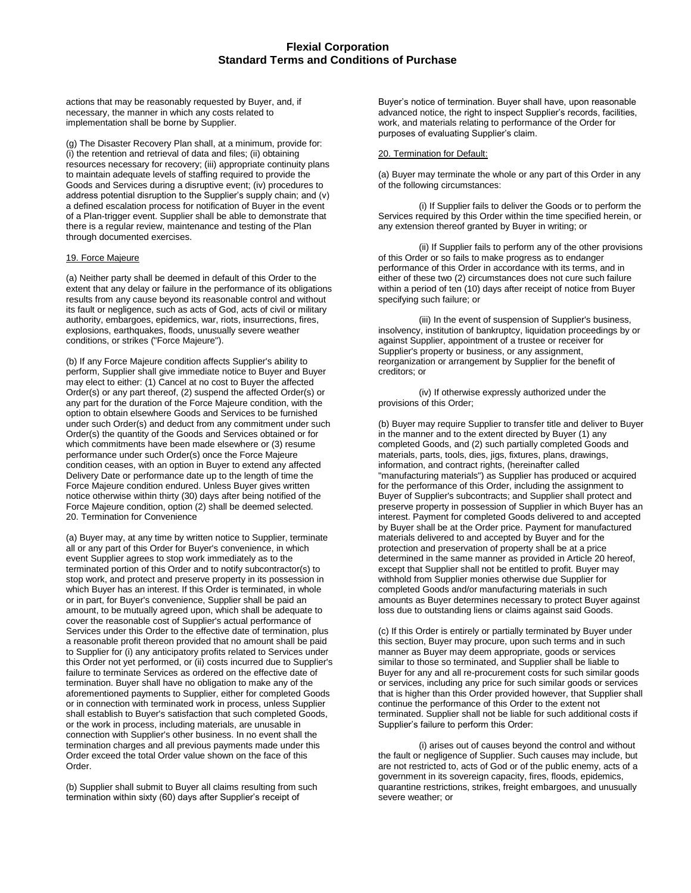actions that may be reasonably requested by Buyer, and, if necessary, the manner in which any costs related to implementation shall be borne by Supplier.

(g) The Disaster Recovery Plan shall, at a minimum, provide for: (i) the retention and retrieval of data and files; (ii) obtaining resources necessary for recovery; (iii) appropriate continuity plans to maintain adequate levels of staffing required to provide the Goods and Services during a disruptive event; (iv) procedures to address potential disruption to the Supplier's supply chain; and (v) a defined escalation process for notification of Buyer in the event of a Plan-trigger event. Supplier shall be able to demonstrate that there is a regular review, maintenance and testing of the Plan through documented exercises.

19. Force Majeure

(a) Neither party shall be deemed in default of this Order to the extent that any delay or failure in the performance of its obligations results from any cause beyond its reasonable control and without its fault or negligence, such as acts of God, acts of civil or military authority, embargoes, epidemics, war, riots, insurrections, fires, explosions, earthquakes, floods, unusually severe weather conditions, or strikes ("Force Majeure").

(b) If any Force Majeure condition affects Supplier's ability to perform, Supplier shall give immediate notice to Buyer and Buyer may elect to either: (1) Cancel at no cost to Buyer the affected Order(s) or any part thereof, (2) suspend the affected Order(s) or any part for the duration of the Force Majeure condition, with the option to obtain elsewhere Goods and Services to be furnished under such Order(s) and deduct from any commitment under such Order(s) the quantity of the Goods and Services obtained or for which commitments have been made elsewhere or (3) resume performance under such Order(s) once the Force Majeure condition ceases, with an option in Buyer to extend any affected Delivery Date or performance date up to the length of time the Force Majeure condition endured. Unless Buyer gives written notice otherwise within thirty (30) days after being notified of the Force Majeure condition, option (2) shall be deemed selected.
20. Termination for Convenience

(a) Buyer may, at any time by written notice to Supplier, terminate all or any part of this Order for Buyer's convenience, in which event Supplier agrees to stop work immediately as to the terminated portion of this Order and to notify subcontractor(s) to stop work, and protect and preserve property in its possession in which Buyer has an interest. If this Order is terminated, in whole or in part, for Buyer's convenience, Supplier shall be paid an amount, to be mutually agreed upon, which shall be adequate to cover the reasonable cost of Supplier's actual performance of Services under this Order to the effective date of termination, plus a reasonable profit thereon provided that no amount shall be paid to Supplier for (i) any anticipatory profits related to Services under this Order not yet performed, or (ii) costs incurred due to Supplier's failure to terminate Services as ordered on the effective date of termination. Buyer shall have no obligation to make any of the aforementioned payments to Supplier, either for completed Goods or in connection with terminated work in process, unless Supplier shall establish to Buyer's satisfaction that such completed Goods, or the work in process, including materials, are unusable in connection with Supplier's other business. In no event shall the termination charges and all previous payments made under this Order exceed the total Order value shown on the face of this Order.

(b) Supplier shall submit to Buyer all claims resulting from such termination within sixty (60) days after Supplier's receipt of Buyer's notice of termination. Buyer shall have, upon reasonable advanced notice, the right to inspect Supplier's records, facilities, work, and materials relating to performance of the Order for purposes of evaluating Supplier's claim.

20. Termination for Default:

(a) Buyer may terminate the whole or any part of this Order in any of the following circumstances:

(i) If Supplier fails to deliver the Goods or to perform the Services required by this Order within the time specified herein, or any extension thereof granted by Buyer in writing; or

(ii) If Supplier fails to perform any of the other provisions of this Order or so fails to make progress as to endanger performance of this Order in accordance with its terms, and in either of these two (2) circumstances does not cure such failure within a period of ten (10) days after receipt of notice from Buyer specifying such failure; or

(iii) In the event of suspension of Supplier's business, insolvency, institution of bankruptcy, liquidation proceedings by or against Supplier, appointment of a trustee or receiver for Supplier's property or business, or any assignment, reorganization or arrangement by Supplier for the benefit of creditors; or

(iv) If otherwise expressly authorized under the provisions of this Order;

(b) Buyer may require Supplier to transfer title and deliver to Buyer in the manner and to the extent directed by Buyer (1) any completed Goods, and (2) such partially completed Goods and materials, parts, tools, dies, jigs, fixtures, plans, drawings, information, and contract rights, (hereinafter called "manufacturing materials") as Supplier has produced or acquired for the performance of this Order, including the assignment to Buyer of Supplier's subcontracts; and Supplier shall protect and preserve property in possession of Supplier in which Buyer has an interest. Payment for completed Goods delivered to and accepted by Buyer shall be at the Order price. Payment for manufactured materials delivered to and accepted by Buyer and for the protection and preservation of property shall be at a price determined in the same manner as provided in Article 20 hereof, except that Supplier shall not be entitled to profit. Buyer may withhold from Supplier monies otherwise due Supplier for completed Goods and/or manufacturing materials in such amounts as Buyer determines necessary to protect Buyer against loss due to outstanding liens or claims against said Goods.

(c) If this Order is entirely or partially terminated by Buyer under this section, Buyer may procure, upon such terms and in such manner as Buyer may deem appropriate, goods or services similar to those so terminated, and Supplier shall be liable to Buyer for any and all re-procurement costs for such similar goods or services, including any price for such similar goods or services that is higher than this Order provided however, that Supplier shall continue the performance of this Order to the extent not terminated. Supplier shall not be liable for such additional costs if Supplier's failure to perform this Order:

(i) arises out of causes beyond the control and without the fault or negligence of Supplier. Such causes may include, but are not restricted to, acts of God or of the public enemy, acts of a government in its sovereign capacity, fires, floods, epidemics, quarantine restrictions, strikes, freight embargoes, and unusually severe weather; or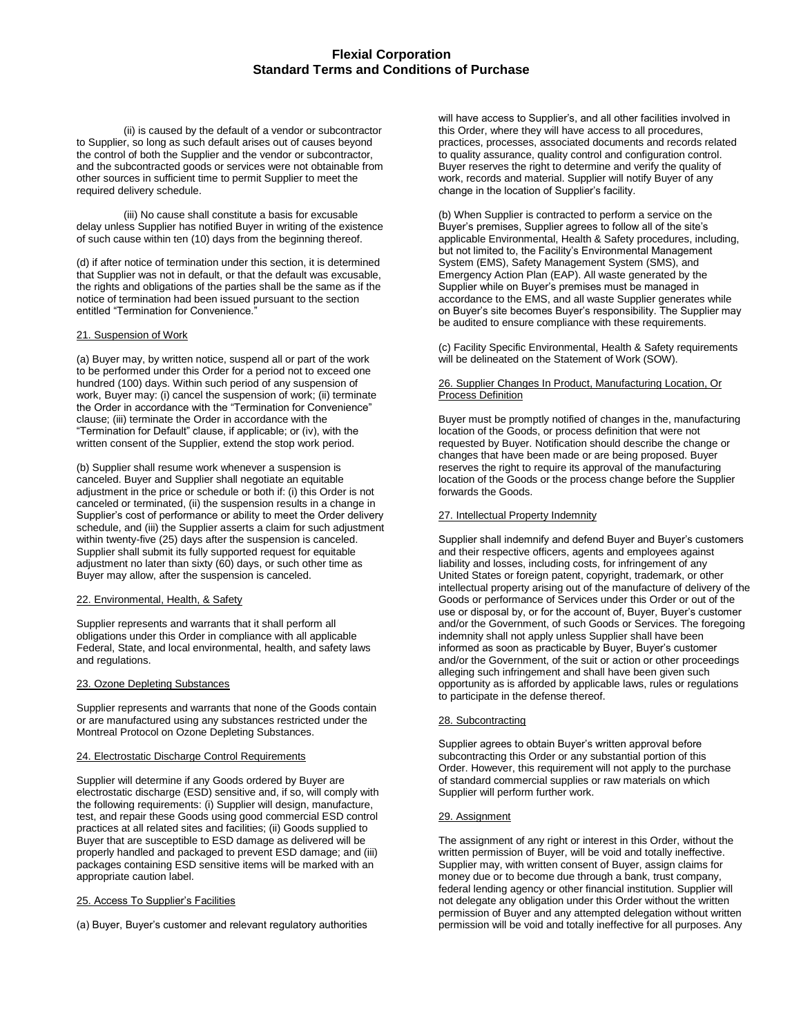(ii) is caused by the default of a vendor or subcontractor to Supplier, so long as such default arises out of causes beyond the control of both the Supplier and the vendor or subcontractor, and the subcontracted goods or services were not obtainable from other sources in sufficient time to permit Supplier to meet the required delivery schedule.

(iii) No cause shall constitute a basis for excusable delay unless Supplier has notified Buyer in writing of the existence of such cause within ten (10) days from the beginning thereof.

(d) if after notice of termination under this section, it is determined that Supplier was not in default, or that the default was excusable, the rights and obligations of the parties shall be the same as if the notice of termination had been issued pursuant to the section entitled "Termination for Convenience."

## 21. Suspension of Work

(a) Buyer may, by written notice, suspend all or part of the work to be performed under this Order for a period not to exceed one hundred (100) days. Within such period of any suspension of work, Buyer may: (i) cancel the suspension of work; (ii) terminate the Order in accordance with the "Termination for Convenience" clause; (iii) terminate the Order in accordance with the "Termination for Default" clause, if applicable; or (iv), with the written consent of the Supplier, extend the stop work period.

(b) Supplier shall resume work whenever a suspension is canceled. Buyer and Supplier shall negotiate an equitable adjustment in the price or schedule or both if: (i) this Order is not canceled or terminated, (ii) the suspension results in a change in Supplier's cost of performance or ability to meet the Order delivery schedule, and (iii) the Supplier asserts a claim for such adjustment within twenty-five (25) days after the suspension is canceled. Supplier shall submit its fully supported request for equitable adjustment no later than sixty (60) days, or such other time as Buyer may allow, after the suspension is canceled.

## 22. Environmental, Health, & Safety

Supplier represents and warrants that it shall perform all obligations under this Order in compliance with all applicable Federal, State, and local environmental, health, and safety laws and regulations.

## 23. Ozone Depleting Substances

Supplier represents and warrants that none of the Goods contain or are manufactured using any substances restricted under the Montreal Protocol on Ozone Depleting Substances.

## 24. Electrostatic Discharge Control Requirements

Supplier will determine if any Goods ordered by Buyer are electrostatic discharge (ESD) sensitive and, if so, will comply with the following requirements: (i) Supplier will design, manufacture, test, and repair these Goods using good commercial ESD control practices at all related sites and facilities; (ii) Goods supplied to Buyer that are susceptible to ESD damage as delivered will be properly handled and packaged to prevent ESD damage; and (iii) packages containing ESD sensitive items will be marked with an appropriate caution label.

## 25. Access To Supplier's Facilities

(a) Buyer, Buyer's customer and relevant regulatory authorities will have access to Supplier's, and all other facilities involved in this Order, where they will have access to all procedures, practices, processes, associated documents and records related to quality assurance, quality control and configuration control. Buyer reserves the right to determine and verify the quality of work, records and material. Supplier will notify Buyer of any change in the location of Supplier's facility.

(b) When Supplier is contracted to perform a service on the Buyer's premises, Supplier agrees to follow all of the site's applicable Environmental, Health & Safety procedures, including, but not limited to, the Facility's Environmental Management System (EMS), Safety Management System (SMS), and Emergency Action Plan (EAP). All waste generated by the Supplier while on Buyer's premises must be managed in accordance to the EMS, and all waste Supplier generates while on Buyer's site becomes Buyer's responsibility. The Supplier may be audited to ensure compliance with these requirements.

(c) Facility Specific Environmental, Health & Safety requirements will be delineated on the Statement of Work (SOW).

## 26. Supplier Changes In Product, Manufacturing Location, Or Process Definition

Buyer must be promptly notified of changes in the, manufacturing location of the Goods, or process definition that were not requested by Buyer. Notification should describe the change or changes that have been made or are being proposed. Buyer reserves the right to require its approval of the manufacturing location of the Goods or the process change before the Supplier forwards the Goods.

## 27. Intellectual Property Indemnity

Supplier shall indemnify and defend Buyer and Buyer's customers and their respective officers, agents and employees against liability and losses, including costs, for infringement of any United States or foreign patent, copyright, trademark, or other intellectual property arising out of the manufacture of delivery of the Goods or performance of Services under this Order or out of the use or disposal by, or for the account of, Buyer, Buyer's customer and/or the Government, of such Goods or Services. The foregoing indemnity shall not apply unless Supplier shall have been informed as soon as practicable by Buyer, Buyer's customer and/or the Government, of the suit or action or other proceedings alleging such infringement and shall have been given such opportunity as is afforded by applicable laws, rules or regulations to participate in the defense thereof.

## 28. Subcontracting

Supplier agrees to obtain Buyer's written approval before subcontracting this Order or any substantial portion of this Order. However, this requirement will not apply to the purchase of standard commercial supplies or raw materials on which Supplier will perform further work.

## 29. Assignment

The assignment of any right or interest in this Order, without the written permission of Buyer, will be void and totally ineffective. Supplier may, with written consent of Buyer, assign claims for money due or to become due through a bank, trust company, federal lending agency or other financial institution. Supplier will not delegate any obligation under this Order without the written permission of Buyer and any attempted delegation without written permission will be void and totally ineffective for all purposes. Any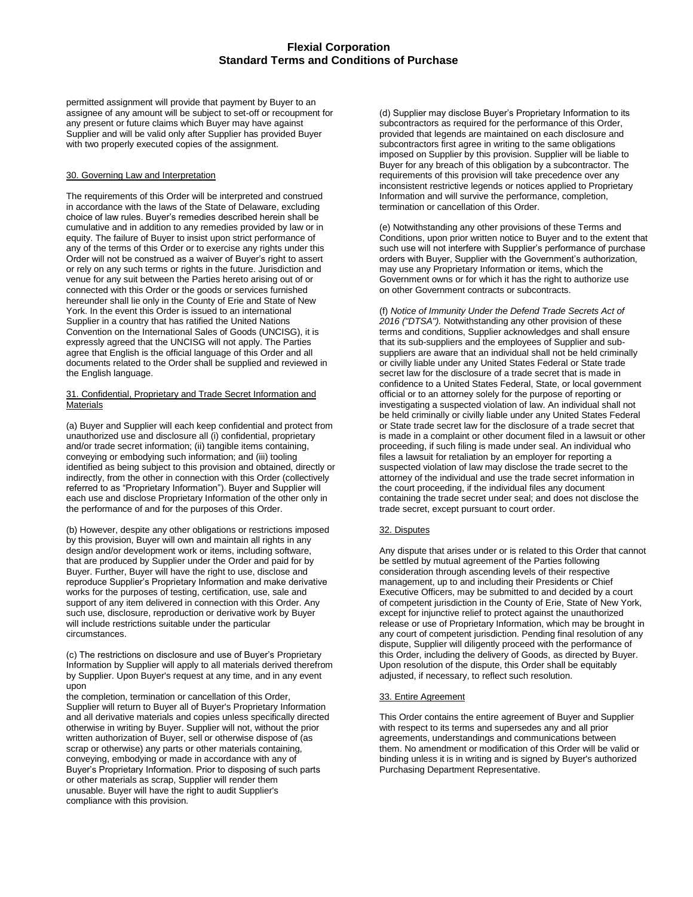permitted assignment will provide that payment by Buyer to an assignee of any amount will be subject to set-off or recoupment for any present or future claims which Buyer may have against Supplier and will be valid only after Supplier has provided Buyer with two properly executed copies of the assignment.

## 30. Governing Law and Interpretation

The requirements of this Order will be interpreted and construed in accordance with the laws of the State of Delaware, excluding choice of law rules. Buyer's remedies described herein shall be cumulative and in addition to any remedies provided by law or in equity. The failure of Buyer to insist upon strict performance of any of the terms of this Order or to exercise any rights under this Order will not be construed as a waiver of Buyer's right to assert or rely on any such terms or rights in the future. Jurisdiction and venue for any suit between the Parties hereto arising out of or connected with this Order or the goods or services furnished hereunder shall lie only in the County of Erie and State of New York. In the event this Order is issued to an international Supplier in a country that has ratified the United Nations Convention on the International Sales of Goods (UNCISG), it is expressly agreed that the UNCISG will not apply. The Parties agree that English is the official language of this Order and all documents related to the Order shall be supplied and reviewed in the English language.

## 31. Confidential, Proprietary and Trade Secret Information and Materials

(a) Buyer and Supplier will each keep confidential and protect from unauthorized use and disclosure all (i) confidential, proprietary and/or trade secret information; (ii) tangible items containing, conveying or embodying such information; and (iii) tooling identified as being subject to this provision and obtained, directly or indirectly, from the other in connection with this Order (collectively referred to as "Proprietary Information"). Buyer and Supplier will each use and disclose Proprietary Information of the other only in the performance of and for the purposes of this Order.

(b) However, despite any other obligations or restrictions imposed by this provision, Buyer will own and maintain all rights in any design and/or development work or items, including software, that are produced by Supplier under the Order and paid for by Buyer. Further, Buyer will have the right to use, disclose and reproduce Supplier's Proprietary Information and make derivative works for the purposes of testing, certification, use, sale and support of any item delivered in connection with this Order. Any such use, disclosure, reproduction or derivative work by Buyer will include restrictions suitable under the particular circumstances.

(c) The restrictions on disclosure and use of Buyer's Proprietary Information by Supplier will apply to all materials derived therefrom by Supplier. Upon Buyer's request at any time, and in any event upon the completion, termination or cancellation of this Order, Supplier will return to Buyer all of Buyer's Proprietary Information and all derivative materials and copies unless specifically directed otherwise in writing by Buyer. Supplier will not, without the prior written authorization of Buyer, sell or otherwise dispose of (as scrap or otherwise) any parts or other materials containing, conveying, embodying or made in accordance with any of Buyer's Proprietary Information. Prior to disposing of such parts or other materials as scrap, Supplier will render them unusable. Buyer will have the right to audit Supplier's compliance with this provision.

(d) Supplier may disclose Buyer's Proprietary Information to its subcontractors as required for the performance of this Order, provided that legends are maintained on each disclosure and subcontractors first agree in writing to the same obligations imposed on Supplier by this provision. Supplier will be liable to Buyer for any breach of this obligation by a subcontractor. The requirements of this provision will take precedence over any inconsistent restrictive legends or notices applied to Proprietary Information and will survive the performance, completion, termination or cancellation of this Order.

(e) Notwithstanding any other provisions of these Terms and Conditions, upon prior written notice to Buyer and to the extent that such use will not interfere with Supplier's performance of purchase orders with Buyer, Supplier with the Government's authorization, may use any Proprietary Information or items, which the Government owns or for which it has the right to authorize use on other Government contracts or subcontracts.

(f) *Notice of Immunity Under the Defend Trade Secrets Act of 2016 ("DTSA").* Notwithstanding any other provision of these terms and conditions, Supplier acknowledges and shall ensure that its sub-suppliers and the employees of Supplier and sub-suppliers are aware that an individual shall not be held criminally or civilly liable under any United States Federal or State trade secret law for the disclosure of a trade secret that is made in confidence to a United States Federal, State, or local government official or to an attorney solely for the purpose of reporting or investigating a suspected violation of law. An individual shall not be held criminally or civilly liable under any United States Federal or State trade secret law for the disclosure of a trade secret that is made in a complaint or other document filed in a lawsuit or other proceeding, if such filing is made under seal. An individual who files a lawsuit for retaliation by an employer for reporting a suspected violation of law may disclose the trade secret to the attorney of the individual and use the trade secret information in the court proceeding, if the individual files any document containing the trade secret under seal; and does not disclose the trade secret, except pursuant to court order.

## 32. Disputes

Any dispute that arises under or is related to this Order that cannot be settled by mutual agreement of the Parties following consideration through ascending levels of their respective management, up to and including their Presidents or Chief Executive Officers, may be submitted to and decided by a court of competent jurisdiction in the County of Erie, State of New York, except for injunctive relief to protect against the unauthorized release or use of Proprietary Information, which may be brought in any court of competent jurisdiction. Pending final resolution of any dispute, Supplier will diligently proceed with the performance of this Order, including the delivery of Goods, as directed by Buyer. Upon resolution of the dispute, this Order shall be equitably adjusted, if necessary, to reflect such resolution.

## 33. Entire Agreement

This Order contains the entire agreement of Buyer and Supplier with respect to its terms and supersedes any and all prior agreements, understandings and communications between them. No amendment or modification of this Order will be valid or binding unless it is in writing and is signed by Buyer's authorized Purchasing Department Representative.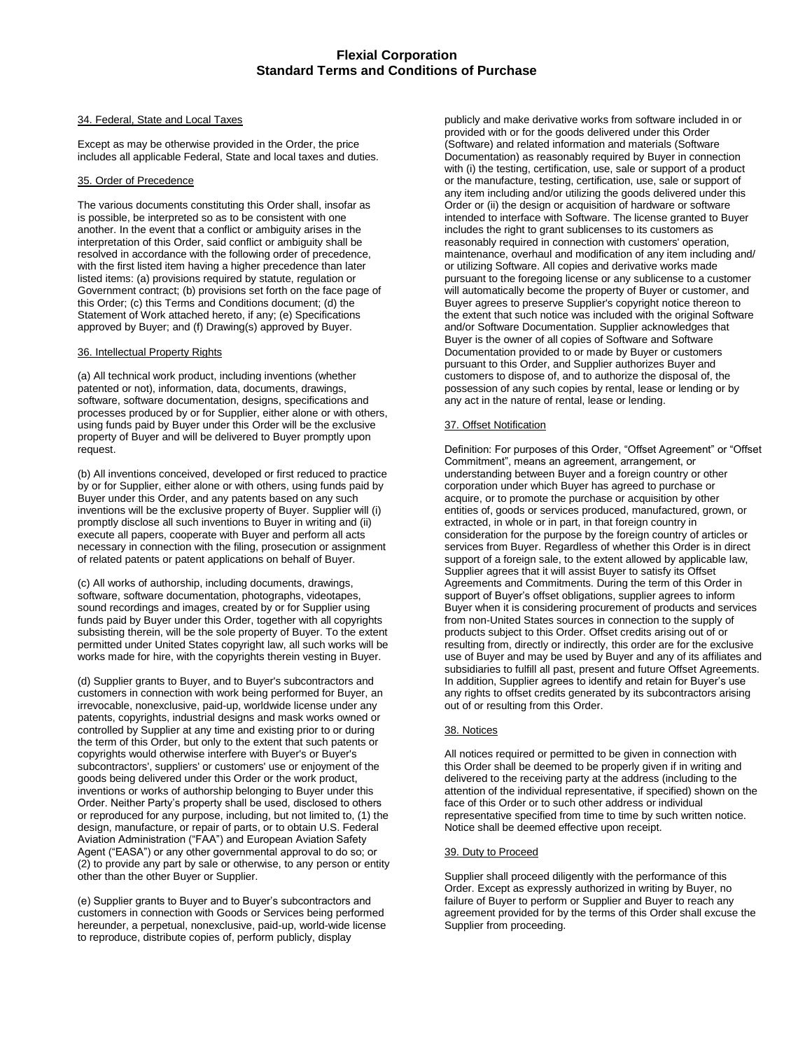# Flexial Corporation
## Standard Terms and Conditions of Purchase

### 34. Federal, State and Local Taxes

Except as may be otherwise provided in the Order, the price includes all applicable Federal, State and local taxes and duties.

### 35. Order of Precedence

The various documents constituting this Order shall, insofar as is possible, be interpreted so as to be consistent with one another. In the event that a conflict or ambiguity arises in the interpretation of this Order, said conflict or ambiguity shall be resolved in accordance with the following order of precedence, with the first listed item having a higher precedence than later listed items: (a) provisions required by statute, regulation or Government contract; (b) provisions set forth on the face page of this Order; (c) this Terms and Conditions document; (d) the Statement of Work attached hereto, if any; (e) Specifications approved by Buyer; and (f) Drawing(s) approved by Buyer.

### 36. Intellectual Property Rights

(a) All technical work product, including inventions (whether patented or not), information, data, documents, drawings, software, software documentation, designs, specifications and processes produced by or for Supplier, either alone or with others, using funds paid by Buyer under this Order will be the exclusive property of Buyer and will be delivered to Buyer promptly upon request.

(b) All inventions conceived, developed or first reduced to practice by or for Supplier, either alone or with others, using funds paid by Buyer under this Order, and any patents based on any such inventions will be the exclusive property of Buyer. Supplier will (i) promptly disclose all such inventions to Buyer in writing and (ii) execute all papers, cooperate with Buyer and perform all acts necessary in connection with the filing, prosecution or assignment of related patents or patent applications on behalf of Buyer.

(c) All works of authorship, including documents, drawings, software, software documentation, photographs, videotapes, sound recordings and images, created by or for Supplier using funds paid by Buyer under this Order, together with all copyrights subsisting therein, will be the sole property of Buyer. To the extent permitted under United States copyright law, all such works will be works made for hire, with the copyrights therein vesting in Buyer.

(d) Supplier grants to Buyer, and to Buyer's subcontractors and customers in connection with work being performed for Buyer, an irrevocable, nonexclusive, paid-up, worldwide license under any patents, copyrights, industrial designs and mask works owned or controlled by Supplier at any time and existing prior to or during the term of this Order, but only to the extent that such patents or copyrights would otherwise interfere with Buyer's or Buyer's subcontractors', suppliers' or customers' use or enjoyment of the goods being delivered under this Order or the work product, inventions or works of authorship belonging to Buyer under this Order. Neither Party's property shall be used, disclosed to others or reproduced for any purpose, including, but not limited to, (1) the design, manufacture, or repair of parts, or to obtain U.S. Federal Aviation Administration ("FAA") and European Aviation Safety Agent ("EASA") or any other governmental approval to do so; or (2) to provide any part by sale or otherwise, to any person or entity other than the other Buyer or Supplier.

(e) Supplier grants to Buyer and to Buyer's subcontractors and customers in connection with Goods or Services being performed hereunder, a perpetual, nonexclusive, paid-up, world-wide license to reproduce, distribute copies of, perform publicly, display publicly and make derivative works from software included in or provided with or for the goods delivered under this Order (Software) and related information and materials (Software Documentation) as reasonably required by Buyer in connection with (i) the testing, certification, use, sale or support of a product or the manufacture, testing, certification, use, sale or support of any item including and/or utilizing the goods delivered under this Order or (ii) the design or acquisition of hardware or software intended to interface with Software. The license granted to Buyer includes the right to grant sublicenses to its customers as reasonably required in connection with customers' operation, maintenance, overhaul and modification of any item including and/ or utilizing Software. All copies and derivative works made pursuant to the foregoing license or any sublicense to a customer will automatically become the property of Buyer or customer, and Buyer agrees to preserve Supplier's copyright notice thereon to the extent that such notice was included with the original Software and/or Software Documentation. Supplier acknowledges that Buyer is the owner of all copies of Software and Software Documentation provided to or made by Buyer or customers pursuant to this Order, and Supplier authorizes Buyer and customers to dispose of, and to authorize the disposal of, the possession of any such copies by rental, lease or lending or by any act in the nature of rental, lease or lending.

### 37. Offset Notification

Definition: For purposes of this Order, "Offset Agreement" or "Offset Commitment", means an agreement, arrangement, or understanding between Buyer and a foreign country or other corporation under which Buyer has agreed to purchase or acquire, or to promote the purchase or acquisition by other entities of, goods or services produced, manufactured, grown, or extracted, in whole or in part, in that foreign country in consideration for the purpose by the foreign country of articles or services from Buyer. Regardless of whether this Order is in direct support of a foreign sale, to the extent allowed by applicable law, Supplier agrees that it will assist Buyer to satisfy its Offset Agreements and Commitments. During the term of this Order in support of Buyer's offset obligations, supplier agrees to inform Buyer when it is considering procurement of products and services from non-United States sources in connection to the supply of products subject to this Order. Offset credits arising out of or resulting from, directly or indirectly, this order are for the exclusive use of Buyer and may be used by Buyer and any of its affiliates and subsidiaries to fulfill all past, present and future Offset Agreements. In addition, Supplier agrees to identify and retain for Buyer's use any rights to offset credits generated by its subcontractors arising out of or resulting from this Order.

### 38. Notices

All notices required or permitted to be given in connection with this Order shall be deemed to be properly given if in writing and delivered to the receiving party at the address (including to the attention of the individual representative, if specified) shown on the face of this Order or to such other address or individual representative specified from time to time by such written notice. Notice shall be deemed effective upon receipt.

### 39. Duty to Proceed

Supplier shall proceed diligently with the performance of this Order. Except as expressly authorized in writing by Buyer, no failure of Buyer to perform or Supplier and Buyer to reach any agreement provided for by the terms of this Order shall excuse the Supplier from proceeding.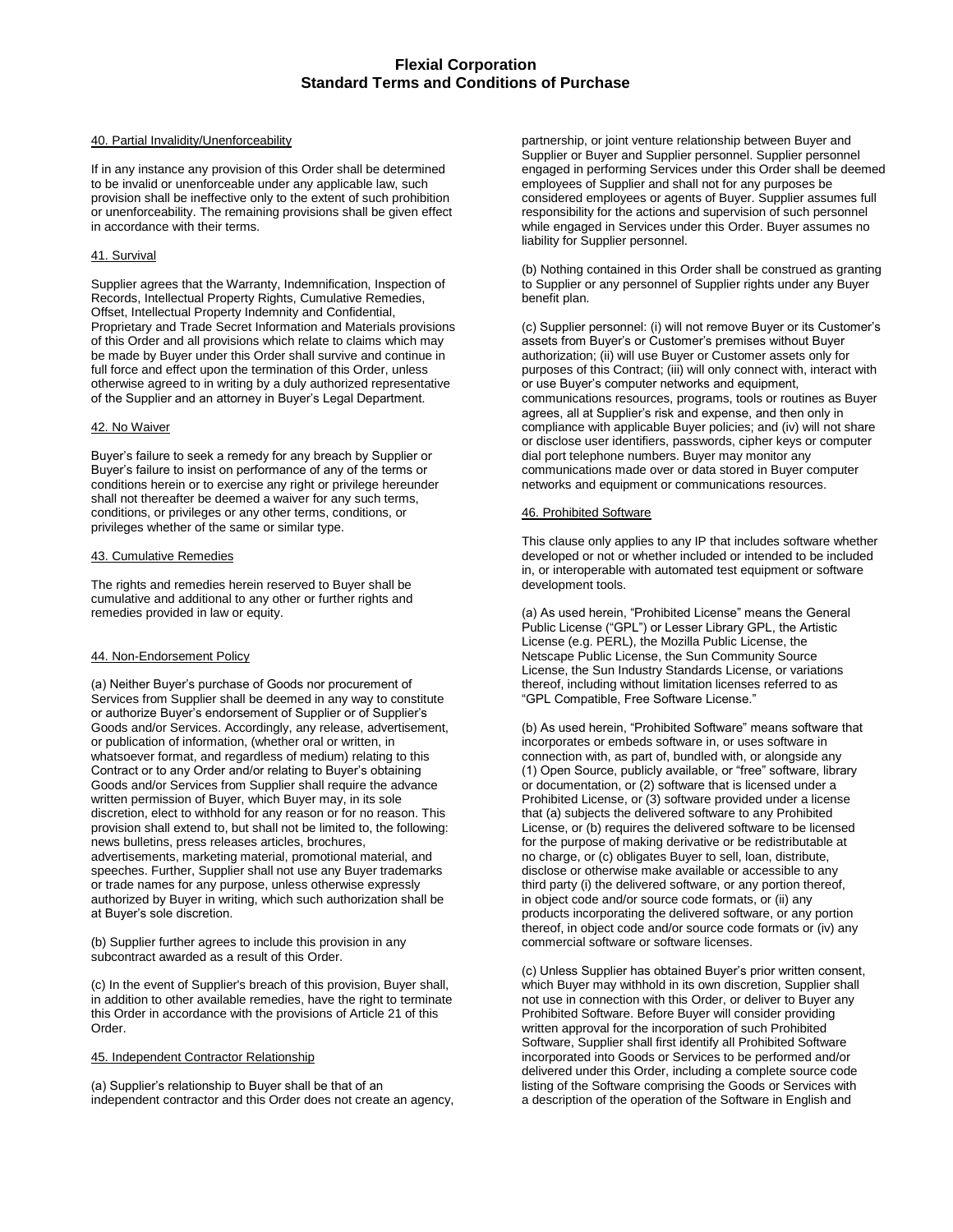#### 40. Partial Invalidity/Unenforceability

If in any instance any provision of this Order shall be determined to be invalid or unenforceable under any applicable law, such provision shall be ineffective only to the extent of such prohibition or unenforceability. The remaining provisions shall be given effect in accordance with their terms.

#### 41. Survival

Supplier agrees that the Warranty, Indemnification, Inspection of Records, Intellectual Property Rights, Cumulative Remedies, Offset, Intellectual Property Indemnity and Confidential, Proprietary and Trade Secret Information and Materials provisions of this Order and all provisions which relate to claims which may be made by Buyer under this Order shall survive and continue in full force and effect upon the termination of this Order, unless otherwise agreed to in writing by a duly authorized representative of the Supplier and an attorney in Buyer's Legal Department.

#### 42. No Waiver

Buyer's failure to seek a remedy for any breach by Supplier or Buyer's failure to insist on performance of any of the terms or conditions herein or to exercise any right or privilege hereunder shall not thereafter be deemed a waiver for any such terms, conditions, or privileges or any other terms, conditions, or privileges whether of the same or similar type.

#### 43. Cumulative Remedies

The rights and remedies herein reserved to Buyer shall be cumulative and additional to any other or further rights and remedies provided in law or equity.

#### 44. Non-Endorsement Policy

(a) Neither Buyer's purchase of Goods nor procurement of Services from Supplier shall be deemed in any way to constitute or authorize Buyer's endorsement of Supplier or of Supplier's Goods and/or Services. Accordingly, any release, advertisement, or publication of information, (whether oral or written, in whatsoever format, and regardless of medium) relating to this Contract or to any Order and/or relating to Buyer's obtaining Goods and/or Services from Supplier shall require the advance written permission of Buyer, which Buyer may, in its sole discretion, elect to withhold for any reason or for no reason. This provision shall extend to, but shall not be limited to, the following: news bulletins, press releases articles, brochures, advertisements, marketing material, promotional material, and speeches. Further, Supplier shall not use any Buyer trademarks or trade names for any purpose, unless otherwise expressly authorized by Buyer in writing, which such authorization shall be at Buyer's sole discretion.

(b) Supplier further agrees to include this provision in any subcontract awarded as a result of this Order.

(c) In the event of Supplier's breach of this provision, Buyer shall, in addition to other available remedies, have the right to terminate this Order in accordance with the provisions of Article 21 of this Order.

#### 45. Independent Contractor Relationship

(a) Supplier's relationship to Buyer shall be that of an independent contractor and this Order does not create an agency, partnership, or joint venture relationship between Buyer and Supplier or Buyer and Supplier personnel. Supplier personnel engaged in performing Services under this Order shall be deemed employees of Supplier and shall not for any purposes be considered employees or agents of Buyer. Supplier assumes full responsibility for the actions and supervision of such personnel while engaged in Services under this Order. Buyer assumes no liability for Supplier personnel.

(b) Nothing contained in this Order shall be construed as granting to Supplier or any personnel of Supplier rights under any Buyer benefit plan.

(c) Supplier personnel: (i) will not remove Buyer or its Customer's assets from Buyer's or Customer's premises without Buyer authorization; (ii) will use Buyer or Customer assets only for purposes of this Contract; (iii) will only connect with, interact with or use Buyer's computer networks and equipment, communications resources, programs, tools or routines as Buyer agrees, all at Supplier's risk and expense, and then only in compliance with applicable Buyer policies; and (iv) will not share or disclose user identifiers, passwords, cipher keys or computer dial port telephone numbers. Buyer may monitor any communications made over or data stored in Buyer computer networks and equipment or communications resources.

#### 46. Prohibited Software

This clause only applies to any IP that includes software whether developed or not or whether included or intended to be included in, or interoperable with automated test equipment or software development tools.

(a) As used herein, "Prohibited License" means the General Public License ("GPL") or Lesser Library GPL, the Artistic License (e.g. PERL), the Mozilla Public License, the Netscape Public License, the Sun Community Source License, the Sun Industry Standards License, or variations thereof, including without limitation licenses referred to as "GPL Compatible, Free Software License."

(b) As used herein, "Prohibited Software" means software that incorporates or embeds software in, or uses software in connection with, as part of, bundled with, or alongside any (1) Open Source, publicly available, or "free" software, library or documentation, or (2) software that is licensed under a Prohibited License, or (3) software provided under a license that (a) subjects the delivered software to any Prohibited License, or (b) requires the delivered software to be licensed for the purpose of making derivative or be redistributable at no charge, or (c) obligates Buyer to sell, loan, distribute, disclose or otherwise make available or accessible to any third party (i) the delivered software, or any portion thereof, in object code and/or source code formats, or (ii) any products incorporating the delivered software, or any portion thereof, in object code and/or source code formats or (iv) any commercial software or software licenses.

(c) Unless Supplier has obtained Buyer's prior written consent, which Buyer may withhold in its own discretion, Supplier shall not use in connection with this Order, or deliver to Buyer any Prohibited Software. Before Buyer will consider providing written approval for the incorporation of such Prohibited Software, Supplier shall first identify all Prohibited Software incorporated into Goods or Services to be performed and/or delivered under this Order, including a complete source code listing of the Software comprising the Goods or Services with a description of the operation of the Software in English and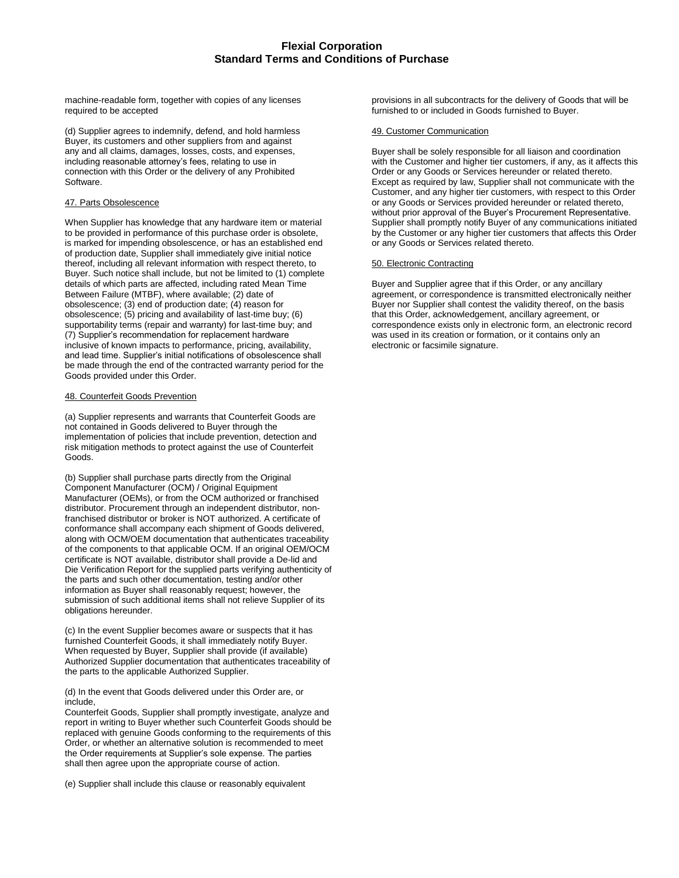machine-readable form, together with copies of any licenses required to be accepted

(d) Supplier agrees to indemnify, defend, and hold harmless Buyer, its customers and other suppliers from and against any and all claims, damages, losses, costs, and expenses, including reasonable attorney's fees, relating to use in connection with this Order or the delivery of any Prohibited Software.

## 47. Parts Obsolescence

When Supplier has knowledge that any hardware item or material to be provided in performance of this purchase order is obsolete, is marked for impending obsolescence, or has an established end of production date, Supplier shall immediately give initial notice thereof, including all relevant information with respect thereto, to Buyer. Such notice shall include, but not be limited to (1) complete details of which parts are affected, including rated Mean Time Between Failure (MTBF), where available; (2) date of obsolescence; (3) end of production date; (4) reason for obsolescence; (5) pricing and availability of last-time buy; (6) supportability terms (repair and warranty) for last-time buy; and (7) Supplier's recommendation for replacement hardware inclusive of known impacts to performance, pricing, availability, and lead time. Supplier's initial notifications of obsolescence shall be made through the end of the contracted warranty period for the Goods provided under this Order.

## 48. Counterfeit Goods Prevention

(a) Supplier represents and warrants that Counterfeit Goods are not contained in Goods delivered to Buyer through the implementation of policies that include prevention, detection and risk mitigation methods to protect against the use of Counterfeit Goods.

(b) Supplier shall purchase parts directly from the Original Component Manufacturer (OCM) / Original Equipment Manufacturer (OEMs), or from the OCM authorized or franchised distributor. Procurement through an independent distributor, non-franchised distributor or broker is NOT authorized. A certificate of conformance shall accompany each shipment of Goods delivered, along with OCM/OEM documentation that authenticates traceability of the components to that applicable OCM. If an original OEM/OCM certificate is NOT available, distributor shall provide a De-lid and Die Verification Report for the supplied parts verifying authenticity of the parts and such other documentation, testing and/or other information as Buyer shall reasonably request; however, the submission of such additional items shall not relieve Supplier of its obligations hereunder.

(c) In the event Supplier becomes aware or suspects that it has furnished Counterfeit Goods, it shall immediately notify Buyer. When requested by Buyer, Supplier shall provide (if available) Authorized Supplier documentation that authenticates traceability of the parts to the applicable Authorized Supplier.

(d) In the event that Goods delivered under this Order are, or include,
Counterfeit Goods, Supplier shall promptly investigate, analyze and report in writing to Buyer whether such Counterfeit Goods should be replaced with genuine Goods conforming to the requirements of this Order, or whether an alternative solution is recommended to meet the Order requirements at Supplier's sole expense. The parties shall then agree upon the appropriate course of action.

(e) Supplier shall include this clause or reasonably equivalent provisions in all subcontracts for the delivery of Goods that will be furnished to or included in Goods furnished to Buyer.

## 49. Customer Communication

Buyer shall be solely responsible for all liaison and coordination with the Customer and higher tier customers, if any, as it affects this Order or any Goods or Services hereunder or related thereto. Except as required by law, Supplier shall not communicate with the Customer, and any higher tier customers, with respect to this Order or any Goods or Services provided hereunder or related thereto, without prior approval of the Buyer's Procurement Representative. Supplier shall promptly notify Buyer of any communications initiated by the Customer or any higher tier customers that affects this Order or any Goods or Services related thereto.

## 50. Electronic Contracting

Buyer and Supplier agree that if this Order, or any ancillary agreement, or correspondence is transmitted electronically neither Buyer nor Supplier shall contest the validity thereof, on the basis that this Order, acknowledgement, ancillary agreement, or correspondence exists only in electronic form, an electronic record was used in its creation or formation, or it contains only an electronic or facsimile signature.